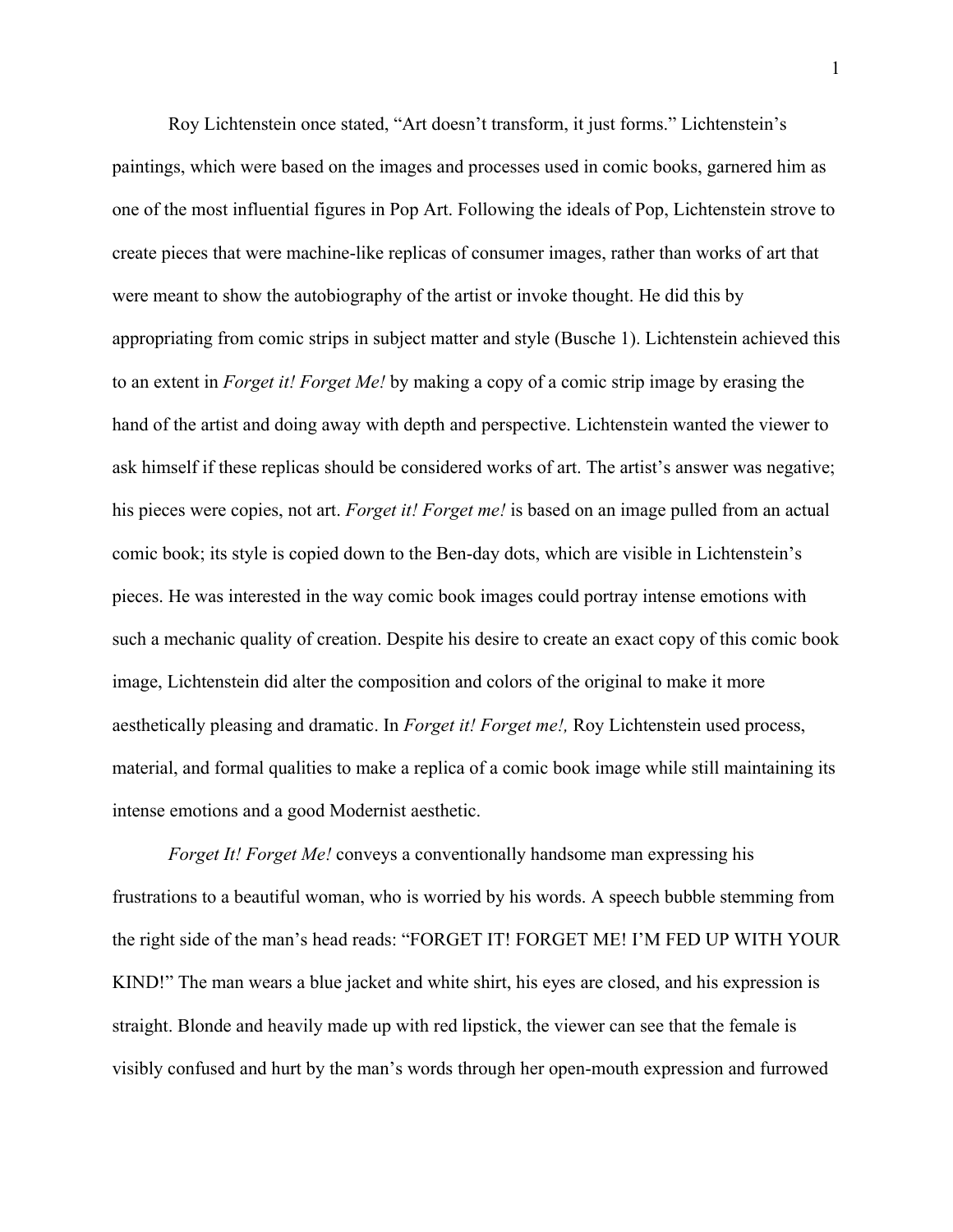Roy Lichtenstein once stated, “Art doesn’t transform, it just forms.” Lichtenstein’s paintings, which were based on the images and processes used in comic books, garnered him as one of the most influential figures in Pop Art. Following the ideals of Pop, Lichtenstein strove to create pieces that were machine-like replicas of consumer images, rather than works of art that were meant to show the autobiography of the artist or invoke thought. He did this by appropriating from comic strips in subject matter and style (Busche 1). Lichtenstein achieved this to an extent in *Forget it! Forget Me!* by making a copy of a comic strip image by erasing the hand of the artist and doing away with depth and perspective. Lichtenstein wanted the viewer to ask himself if these replicas should be considered works of art. The artist’s answer was negative; his pieces were copies, not art. *Forget it! Forget me!* is based on an image pulled from an actual comic book; its style is copied down to the Ben-day dots, which are visible in Lichtenstein’s pieces. He was interested in the way comic book images could portray intense emotions with such a mechanic quality of creation. Despite his desire to create an exact copy of this comic book image, Lichtenstein did alter the composition and colors of the original to make it more aesthetically pleasing and dramatic. In *Forget it! Forget me!,* Roy Lichtenstein used process, material, and formal qualities to make a replica of a comic book image while still maintaining its intense emotions and a good Modernist aesthetic.

*Forget It! Forget Me!* conveys a conventionally handsome man expressing his frustrations to a beautiful woman, who is worried by his words. A speech bubble stemming from the right side of the man’s head reads: “FORGET IT! FORGET ME! I’M FED UP WITH YOUR KIND!” The man wears a blue jacket and white shirt, his eyes are closed, and his expression is straight. Blonde and heavily made up with red lipstick, the viewer can see that the female is visibly confused and hurt by the man’s words through her open-mouth expression and furrowed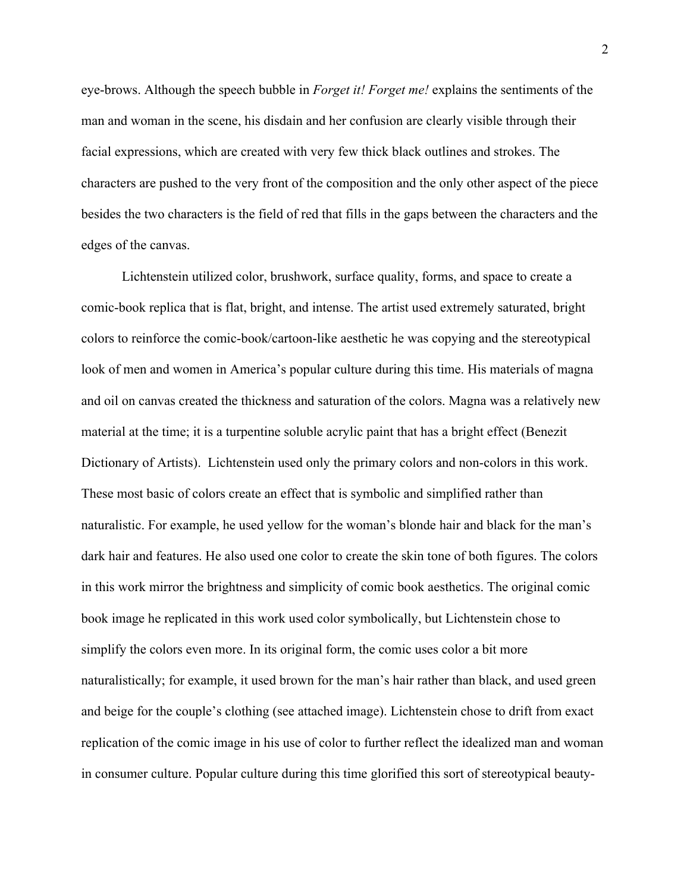eye-brows. Although the speech bubble in *Forget it! Forget me!* explains the sentiments of the man and woman in the scene, his disdain and her confusion are clearly visible through their facial expressions, which are created with very few thick black outlines and strokes. The characters are pushed to the very front of the composition and the only other aspect of the piece besides the two characters is the field of red that fills in the gaps between the characters and the edges of the canvas.

Lichtenstein utilized color, brushwork, surface quality, forms, and space to create a comic-book replica that is flat, bright, and intense. The artist used extremely saturated, bright colors to reinforce the comic-book/cartoon-like aesthetic he was copying and the stereotypical look of men and women in America's popular culture during this time. His materials of magna and oil on canvas created the thickness and saturation of the colors. Magna was a relatively new material at the time; it is a turpentine soluble acrylic paint that has a bright effect (Benezit Dictionary of Artists). Lichtenstein used only the primary colors and non-colors in this work. These most basic of colors create an effect that is symbolic and simplified rather than naturalistic. For example, he used yellow for the woman's blonde hair and black for the man's dark hair and features. He also used one color to create the skin tone of both figures. The colors in this work mirror the brightness and simplicity of comic book aesthetics. The original comic book image he replicated in this work used color symbolically, but Lichtenstein chose to simplify the colors even more. In its original form, the comic uses color a bit more naturalistically; for example, it used brown for the man's hair rather than black, and used green and beige for the couple's clothing (see attached image). Lichtenstein chose to drift from exact replication of the comic image in his use of color to further reflect the idealized man and woman in consumer culture. Popular culture during this time glorified this sort of stereotypical beauty-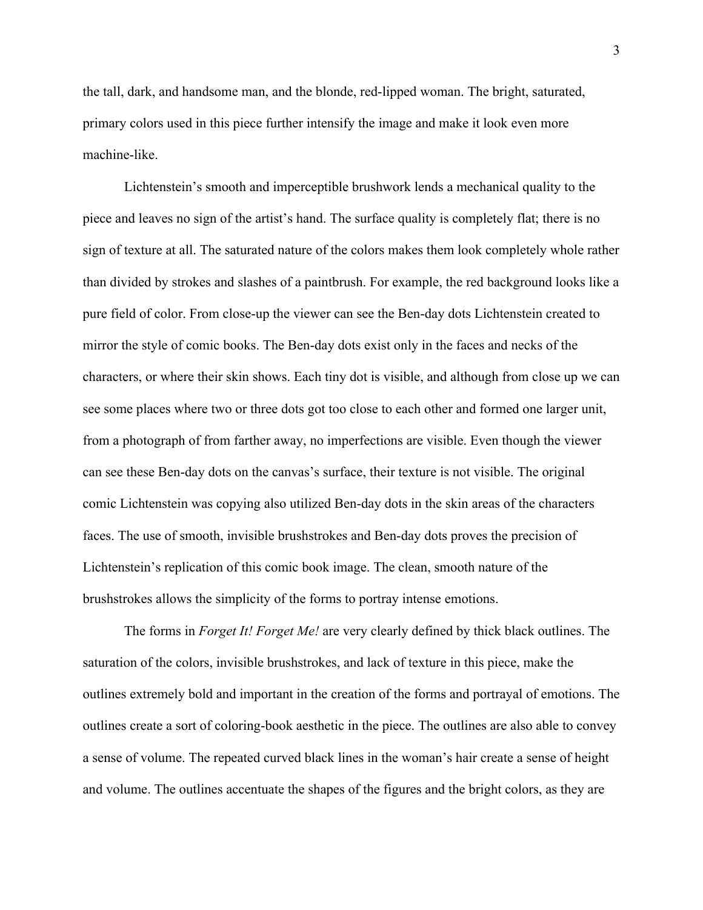the tall, dark, and handsome man, and the blonde, red-lipped woman. The bright, saturated, primary colors used in this piece further intensify the image and make it look even more machine-like.

Lichtenstein's smooth and imperceptible brushwork lends a mechanical quality to the piece and leaves no sign of the artist's hand. The surface quality is completely flat; there is no sign of texture at all. The saturated nature of the colors makes them look completely whole rather than divided by strokes and slashes of a paintbrush. For example, the red background looks like a pure field of color. From close-up the viewer can see the Ben-day dots Lichtenstein created to mirror the style of comic books. The Ben-day dots exist only in the faces and necks of the characters, or where their skin shows. Each tiny dot is visible, and although from close up we can see some places where two or three dots got too close to each other and formed one larger unit, from a photograph of from farther away, no imperfections are visible. Even though the viewer can see these Ben-day dots on the canvas's surface, their texture is not visible. The original comic Lichtenstein was copying also utilized Ben-day dots in the skin areas of the characters faces. The use of smooth, invisible brushstrokes and Ben-day dots proves the precision of Lichtenstein's replication of this comic book image. The clean, smooth nature of the brushstrokes allows the simplicity of the forms to portray intense emotions.

The forms in *Forget It! Forget Me!* are very clearly defined by thick black outlines. The saturation of the colors, invisible brushstrokes, and lack of texture in this piece, make the outlines extremely bold and important in the creation of the forms and portrayal of emotions. The outlines create a sort of coloring-book aesthetic in the piece. The outlines are also able to convey a sense of volume. The repeated curved black lines in the woman's hair create a sense of height and volume. The outlines accentuate the shapes of the figures and the bright colors, as they are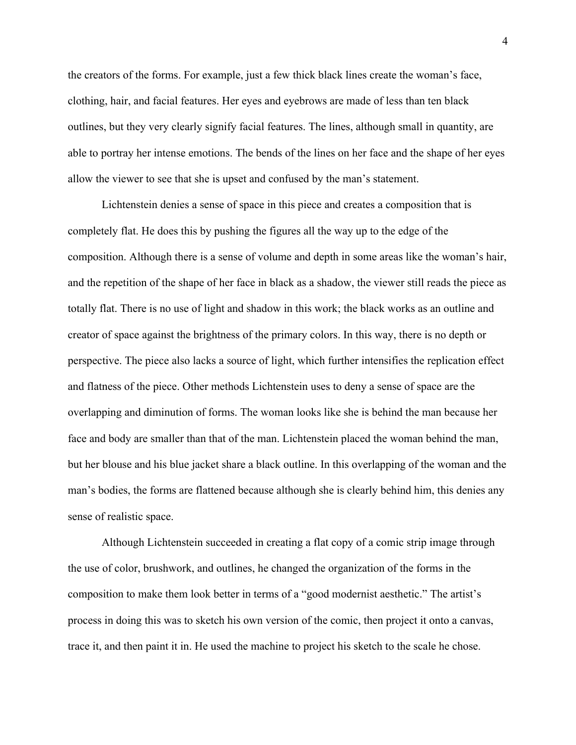the creators of the forms. For example, just a few thick black lines create the woman's face, clothing, hair, and facial features. Her eyes and eyebrows are made of less than ten black outlines, but they very clearly signify facial features. The lines, although small in quantity, are able to portray her intense emotions. The bends of the lines on her face and the shape of her eyes allow the viewer to see that she is upset and confused by the man's statement.

Lichtenstein denies a sense of space in this piece and creates a composition that is completely flat. He does this by pushing the figures all the way up to the edge of the composition. Although there is a sense of volume and depth in some areas like the woman's hair, and the repetition of the shape of her face in black as a shadow, the viewer still reads the piece as totally flat. There is no use of light and shadow in this work; the black works as an outline and creator of space against the brightness of the primary colors. In this way, there is no depth or perspective. The piece also lacks a source of light, which further intensifies the replication effect and flatness of the piece. Other methods Lichtenstein uses to deny a sense of space are the overlapping and diminution of forms. The woman looks like she is behind the man because her face and body are smaller than that of the man. Lichtenstein placed the woman behind the man, but her blouse and his blue jacket share a black outline. In this overlapping of the woman and the man's bodies, the forms are flattened because although she is clearly behind him, this denies any sense of realistic space.

Although Lichtenstein succeeded in creating a flat copy of a comic strip image through the use of color, brushwork, and outlines, he changed the organization of the forms in the composition to make them look better in terms of a "good modernist aesthetic." The artist's process in doing this was to sketch his own version of the comic, then project it onto a canvas, trace it, and then paint it in. He used the machine to project his sketch to the scale he chose.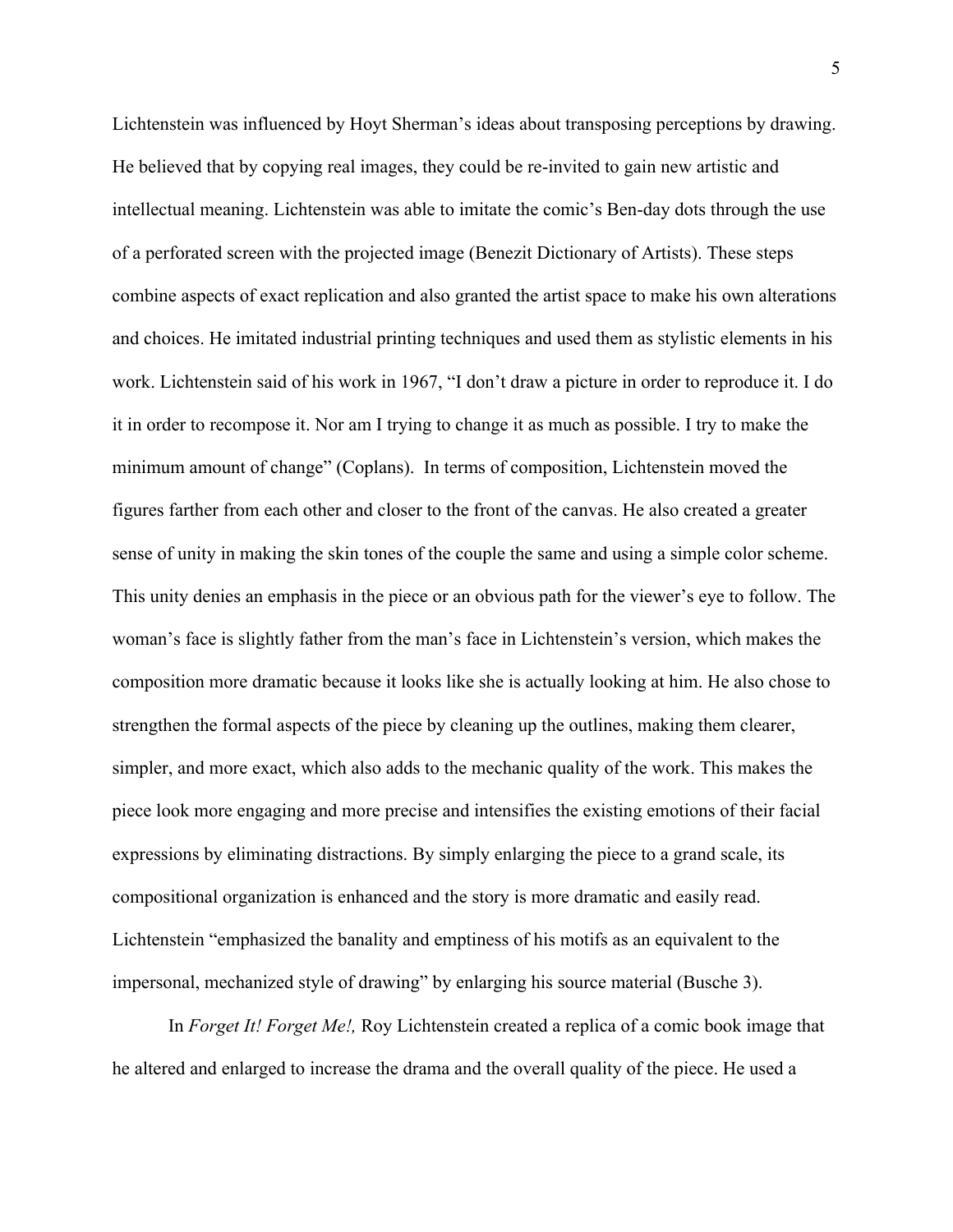Lichtenstein was influenced by Hoyt Sherman's ideas about transposing perceptions by drawing. He believed that by copying real images, they could be re-invited to gain new artistic and intellectual meaning. Lichtenstein was able to imitate the comic's Ben-day dots through the use of a perforated screen with the projected image (Benezit Dictionary of Artists). These steps combine aspects of exact replication and also granted the artist space to make his own alterations and choices. He imitated industrial printing techniques and used them as stylistic elements in his work. Lichtenstein said of his work in 1967, "I don't draw a picture in order to reproduce it. I do it in order to recompose it. Nor am I trying to change it as much as possible. I try to make the minimum amount of change" (Coplans). In terms of composition, Lichtenstein moved the figures farther from each other and closer to the front of the canvas. He also created a greater sense of unity in making the skin tones of the couple the same and using a simple color scheme. This unity denies an emphasis in the piece or an obvious path for the viewer's eye to follow. The woman's face is slightly father from the man's face in Lichtenstein's version, which makes the composition more dramatic because it looks like she is actually looking at him. He also chose to strengthen the formal aspects of the piece by cleaning up the outlines, making them clearer, simpler, and more exact, which also adds to the mechanic quality of the work. This makes the piece look more engaging and more precise and intensifies the existing emotions of their facial expressions by eliminating distractions. By simply enlarging the piece to a grand scale, its compositional organization is enhanced and the story is more dramatic and easily read. Lichtenstein "emphasized the banality and emptiness of his motifs as an equivalent to the impersonal, mechanized style of drawing" by enlarging his source material (Busche 3).

In *Forget It! Forget Me!,* Roy Lichtenstein created a replica of a comic book image that he altered and enlarged to increase the drama and the overall quality of the piece. He used a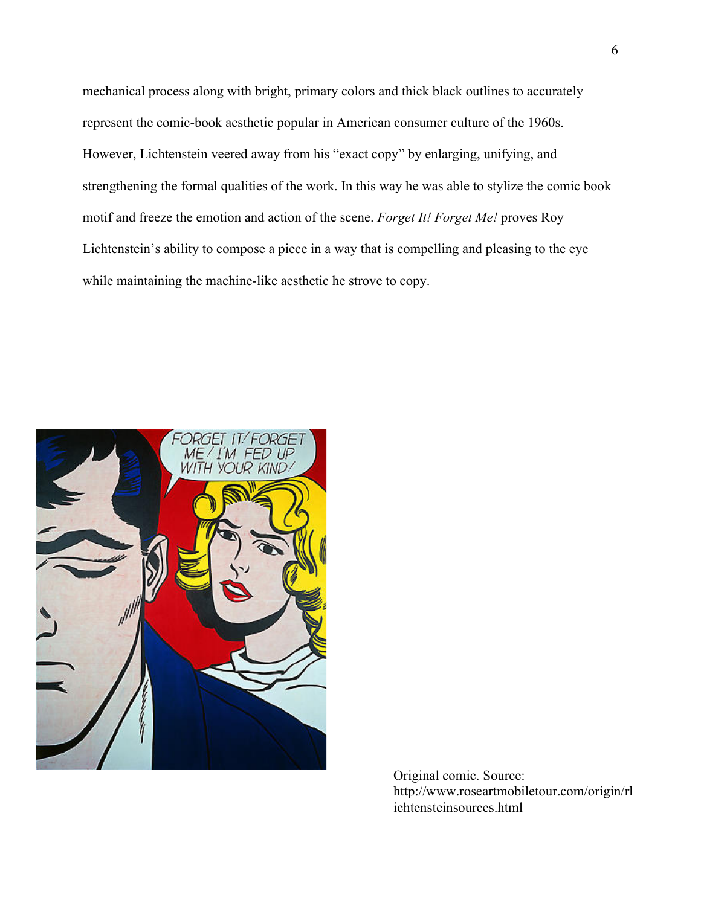mechanical process along with bright, primary colors and thick black outlines to accurately represent the comic-book aesthetic popular in American consumer culture of the 1960s. However, Lichtenstein veered away from his "exact copy" by enlarging, unifying, and strengthening the formal qualities of the work. In this way he was able to stylize the comic book motif and freeze the emotion and action of the scene. *Forget It! Forget Me!* proves Roy Lichtenstein's ability to compose a piece in a way that is compelling and pleasing to the eye while maintaining the machine-like aesthetic he strove to copy.

Original comic. Source: http://www.roseartmobiletour.com/origin/rlichtensteinsources.html